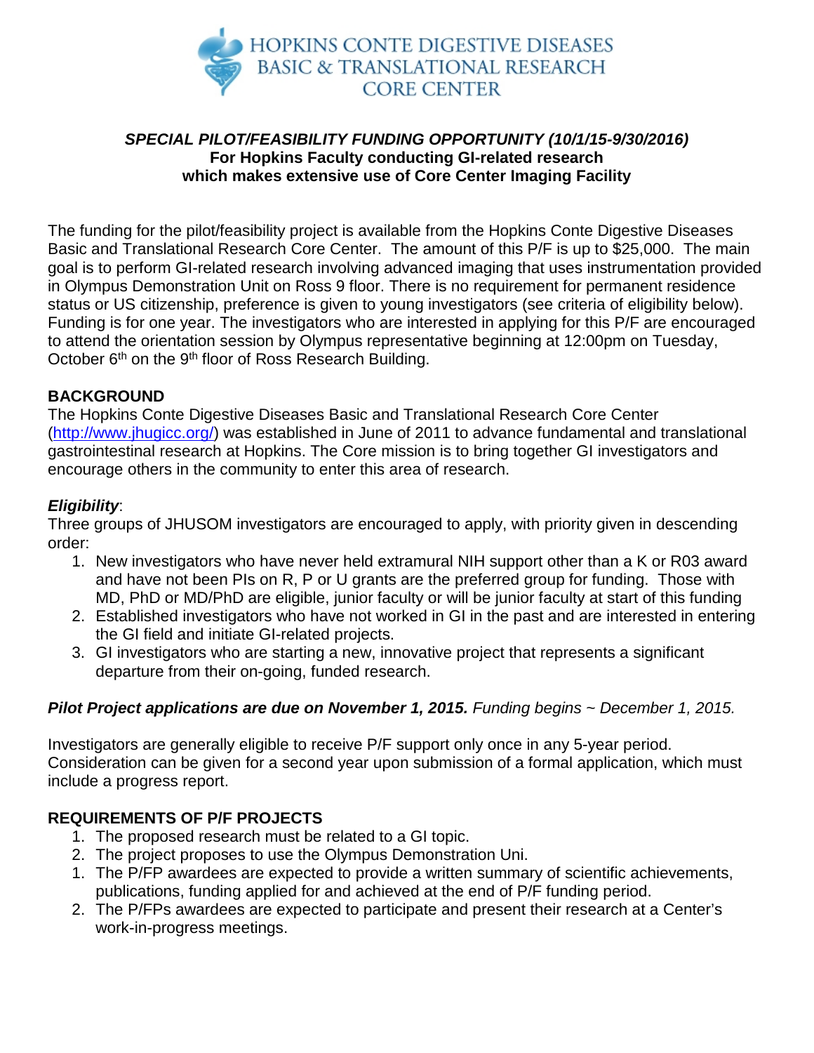# HOPKINS CONTE DIGESTIVE DISEASES BASIC & TRANSLATIONAL RESEARCH CORE CENTER

***SPECIAL PILOT/FEASIBILITY FUNDING OPPORTUNITY (10/1/15-9/30/2016)***
**For Hopkins Faculty conducting GI-related research which makes extensive use of Core Center Imaging Facility**

The funding for the pilot/feasibility project is available from the Hopkins Conte Digestive Diseases Basic and Translational Research Core Center. The amount of this P/F is up to $25,000. The main goal is to perform GI-related research involving advanced imaging that uses instrumentation provided in Olympus Demonstration Unit on Ross 9 floor. There is no requirement for permanent residence status or US citizenship, preference is given to young investigators (see criteria of eligibility below). Funding is for one year. The investigators who are interested in applying for this P/F are encouraged to attend the orientation session by Olympus representative beginning at 12:00pm on Tuesday, October 6th on the 9th floor of Ross Research Building.

## BACKGROUND

The Hopkins Conte Digestive Diseases Basic and Translational Research Core Center (http://www.jhugicc.org/) was established in June of 2011 to advance fundamental and translational gastrointestinal research at Hopkins. The Core mission is to bring together GI investigators and encourage others in the community to enter this area of research.

***Eligibility***:

Three groups of JHUSOM investigators are encouraged to apply, with priority given in descending order:

1. New investigators who have never held extramural NIH support other than a K or R03 award and have not been PIs on R, P or U grants are the preferred group for funding. Those with MD, PhD or MD/PhD are eligible, junior faculty or will be junior faculty at start of this funding
2. Established investigators who have not worked in GI in the past and are interested in entering the GI field and initiate GI-related projects.
3. GI investigators who are starting a new, innovative project that represents a significant departure from their on-going, funded research.

***Pilot Project applications are due on November 1, 2015.*** *Funding begins ~ December 1, 2015.*

Investigators are generally eligible to receive P/F support only once in any 5-year period. Consideration can be given for a second year upon submission of a formal application, which must include a progress report.

## REQUIREMENTS OF P/F PROJECTS

1. The proposed research must be related to a GI topic.
2. The project proposes to use the Olympus Demonstration Uni.
1. The P/FP awardees are expected to provide a written summary of scientific achievements, publications, funding applied for and achieved at the end of P/F funding period.
2. The P/FPs awardees are expected to participate and present their research at a Center's work-in-progress meetings.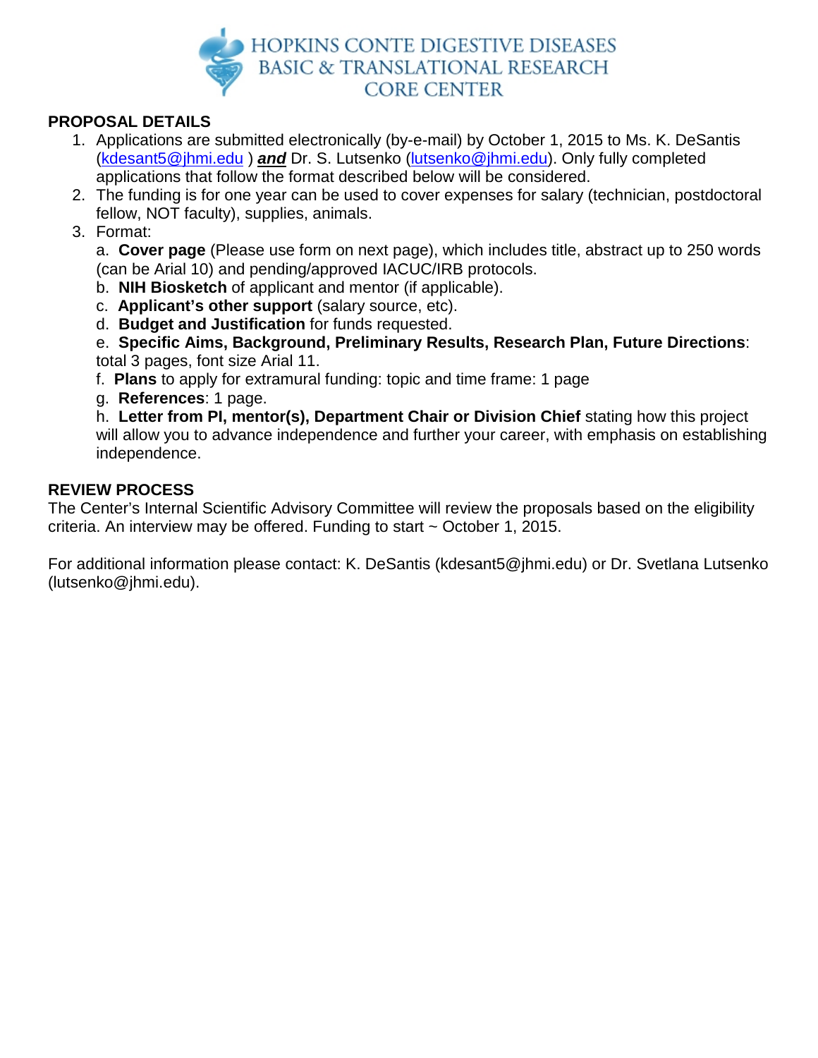HOPKINS CONTE DIGESTIVE DISEASES BASIC & TRANSLATIONAL RESEARCH CORE CENTER

## PROPOSAL DETAILS

1. Applications are submitted electronically (by-e-mail) by October 1, 2015 to Ms. K. DeSantis (kdesant5@jhmi.edu ) ***and*** Dr. S. Lutsenko (lutsenko@jhmi.edu). Only fully completed applications that follow the format described below will be considered.
2. The funding is for one year can be used to cover expenses for salary (technician, postdoctoral fellow, NOT faculty), supplies, animals.
3. Format:

   a. **Cover page** (Please use form on next page), which includes title, abstract up to 250 words (can be Arial 10) and pending/approved IACUC/IRB protocols.

   b. **NIH Biosketch** of applicant and mentor (if applicable).

   c. **Applicant's other support** (salary source, etc).

   d. **Budget and Justification** for funds requested.

   e. **Specific Aims, Background, Preliminary Results, Research Plan, Future Directions**: total 3 pages, font size Arial 11.

   f. **Plans** to apply for extramural funding: topic and time frame: 1 page

   g. **References**: 1 page.

   h. **Letter from PI, mentor(s), Department Chair or Division Chief** stating how this project will allow you to advance independence and further your career, with emphasis on establishing independence.

## REVIEW PROCESS

The Center's Internal Scientific Advisory Committee will review the proposals based on the eligibility criteria. An interview may be offered. Funding to start ~ October 1, 2015.

For additional information please contact: K. DeSantis (kdesant5@jhmi.edu) or Dr. Svetlana Lutsenko (lutsenko@jhmi.edu).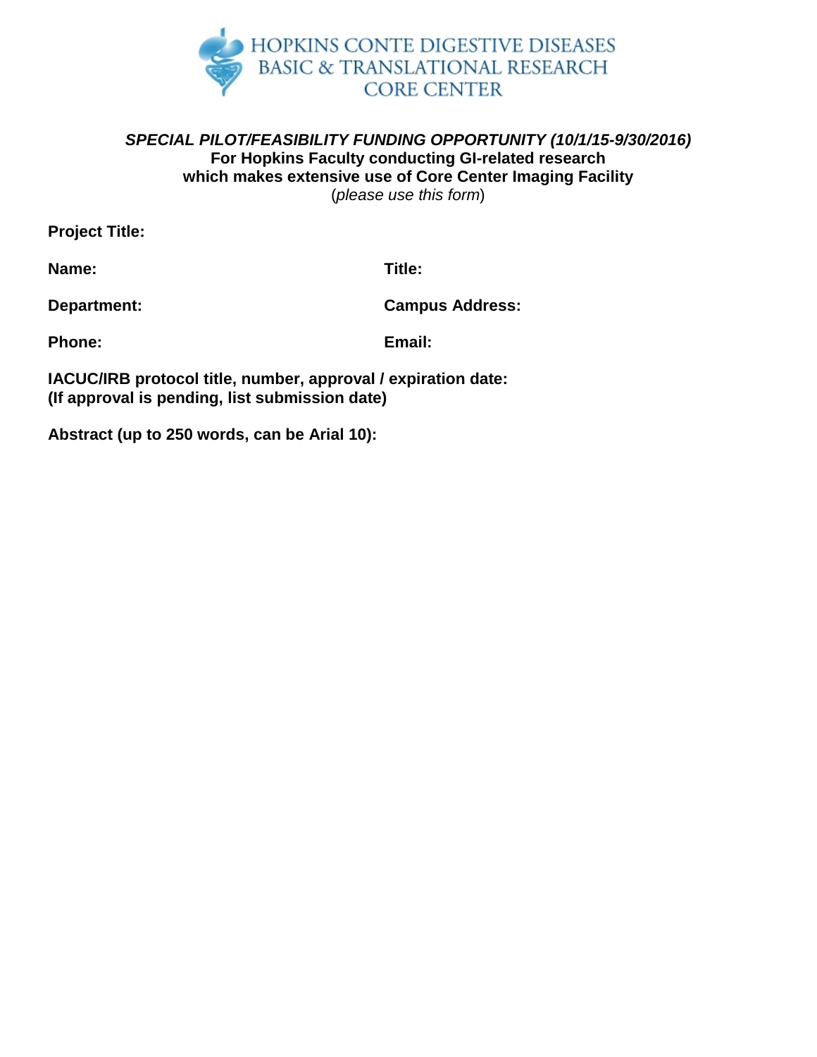HOPKINS CONTE DIGESTIVE DISEASES
BASIC & TRANSLATIONAL RESEARCH
CORE CENTER

***SPECIAL PILOT/FEASIBILITY FUNDING OPPORTUNITY (10/1/15-9/30/2016)***
**For Hopkins Faculty conducting GI-related research**
**which makes extensive use of Core Center Imaging Facility**
(*please use this form*)

**Project Title:**

**Name:**

**Title:**

**Department:**

**Campus Address:**

**Phone:**

**Email:**

**IACUC/IRB protocol title, number, approval / expiration date:**
**(If approval is pending, list submission date)**

**Abstract (up to 250 words, can be Arial 10):**